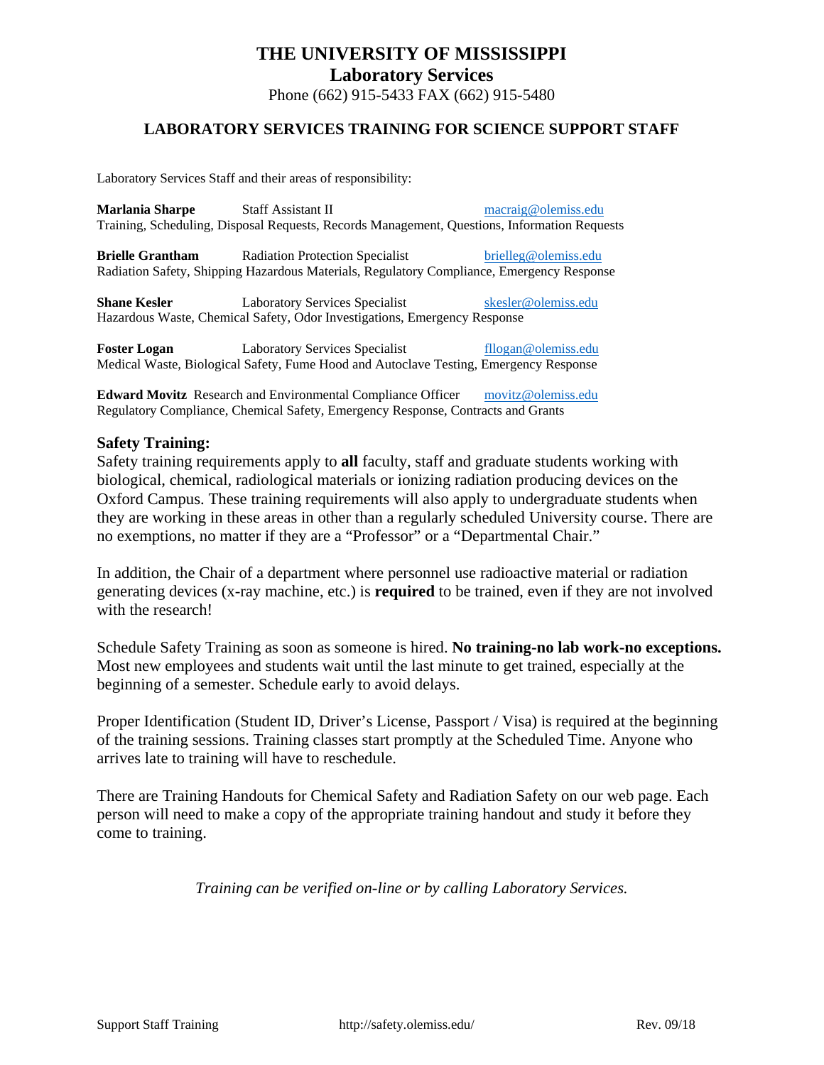# THE UNIVERSITY OF MISSISSIPPI

## Laboratory Services

Phone (662) 915-5433 FAX (662) 915-5480

### LABORATORY SERVICES TRAINING FOR SCIENCE SUPPORT STAFF

Laboratory Services Staff and their areas of responsibility:

**Marlania Sharpe** Staff Assistant II macraig@olemiss.edu
Training, Scheduling, Disposal Requests, Records Management, Questions, Information Requests

**Brielle Grantham** Radiation Protection Specialist brielleg@olemiss.edu
Radiation Safety, Shipping Hazardous Materials, Regulatory Compliance, Emergency Response

**Shane Kesler** Laboratory Services Specialist skesler@olemiss.edu
Hazardous Waste, Chemical Safety, Odor Investigations, Emergency Response

**Foster Logan** Laboratory Services Specialist fllogan@olemiss.edu
Medical Waste, Biological Safety, Fume Hood and Autoclave Testing, Emergency Response

**Edward Movitz** Research and Environmental Compliance Officer movitz@olemiss.edu
Regulatory Compliance, Chemical Safety, Emergency Response, Contracts and Grants

### Safety Training:

Safety training requirements apply to **all** faculty, staff and graduate students working with biological, chemical, radiological materials or ionizing radiation producing devices on the Oxford Campus. These training requirements will also apply to undergraduate students when they are working in these areas in other than a regularly scheduled University course. There are no exemptions, no matter if they are a "Professor" or a "Departmental Chair."

In addition, the Chair of a department where personnel use radioactive material or radiation generating devices (x-ray machine, etc.) is **required** to be trained, even if they are not involved with the research!

Schedule Safety Training as soon as someone is hired. **No training-no lab work-no exceptions.** Most new employees and students wait until the last minute to get trained, especially at the beginning of a semester. Schedule early to avoid delays.

Proper Identification (Student ID, Driver's License, Passport / Visa) is required at the beginning of the training sessions. Training classes start promptly at the Scheduled Time. Anyone who arrives late to training will have to reschedule.

There are Training Handouts for Chemical Safety and Radiation Safety on our web page. Each person will need to make a copy of the appropriate training handout and study it before they come to training.

*Training can be verified on-line or by calling Laboratory Services.*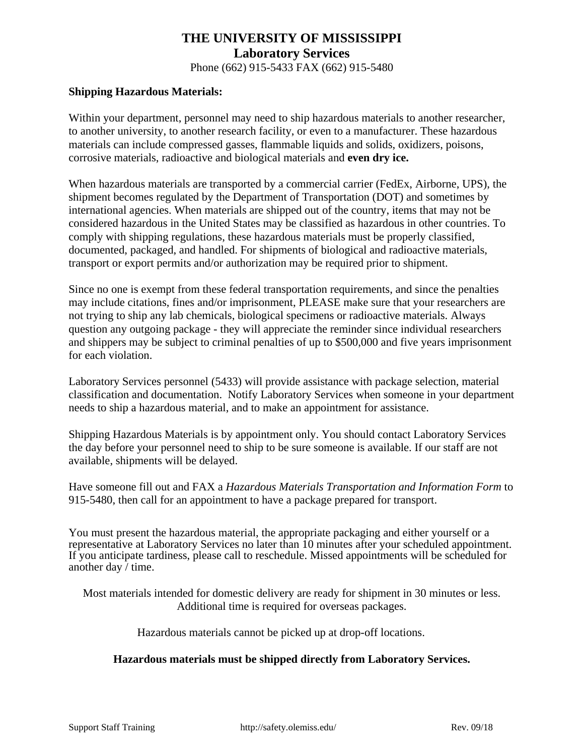# THE UNIVERSITY OF MISSISSIPPI
## Laboratory Services

Phone (662) 915-5433 FAX (662) 915-5480

**Shipping Hazardous Materials:**

Within your department, personnel may need to ship hazardous materials to another researcher, to another university, to another research facility, or even to a manufacturer. These hazardous materials can include compressed gasses, flammable liquids and solids, oxidizers, poisons, corrosive materials, radioactive and biological materials and **even dry ice.**

When hazardous materials are transported by a commercial carrier (FedEx, Airborne, UPS), the shipment becomes regulated by the Department of Transportation (DOT) and sometimes by international agencies. When materials are shipped out of the country, items that may not be considered hazardous in the United States may be classified as hazardous in other countries. To comply with shipping regulations, these hazardous materials must be properly classified, documented, packaged, and handled. For shipments of biological and radioactive materials, transport or export permits and/or authorization may be required prior to shipment.

Since no one is exempt from these federal transportation requirements, and since the penalties may include citations, fines and/or imprisonment, PLEASE make sure that your researchers are not trying to ship any lab chemicals, biological specimens or radioactive materials. Always question any outgoing package - they will appreciate the reminder since individual researchers and shippers may be subject to criminal penalties of up to $500,000 and five years imprisonment for each violation.

Laboratory Services personnel (5433) will provide assistance with package selection, material classification and documentation. Notify Laboratory Services when someone in your department needs to ship a hazardous material, and to make an appointment for assistance.

Shipping Hazardous Materials is by appointment only. You should contact Laboratory Services the day before your personnel need to ship to be sure someone is available. If our staff are not available, shipments will be delayed.

Have someone fill out and FAX a *Hazardous Materials Transportation and Information Form* to 915-5480, then call for an appointment to have a package prepared for transport.

You must present the hazardous material, the appropriate packaging and either yourself or a representative at Laboratory Services no later than 10 minutes after your scheduled appointment. If you anticipate tardiness, please call to reschedule. Missed appointments will be scheduled for another day / time.

Most materials intended for domestic delivery are ready for shipment in 30 minutes or less. Additional time is required for overseas packages.

Hazardous materials cannot be picked up at drop-off locations.

**Hazardous materials must be shipped directly from Laboratory Services.**

Support Staff Training http://safety.olemiss.edu/ Rev. 09/18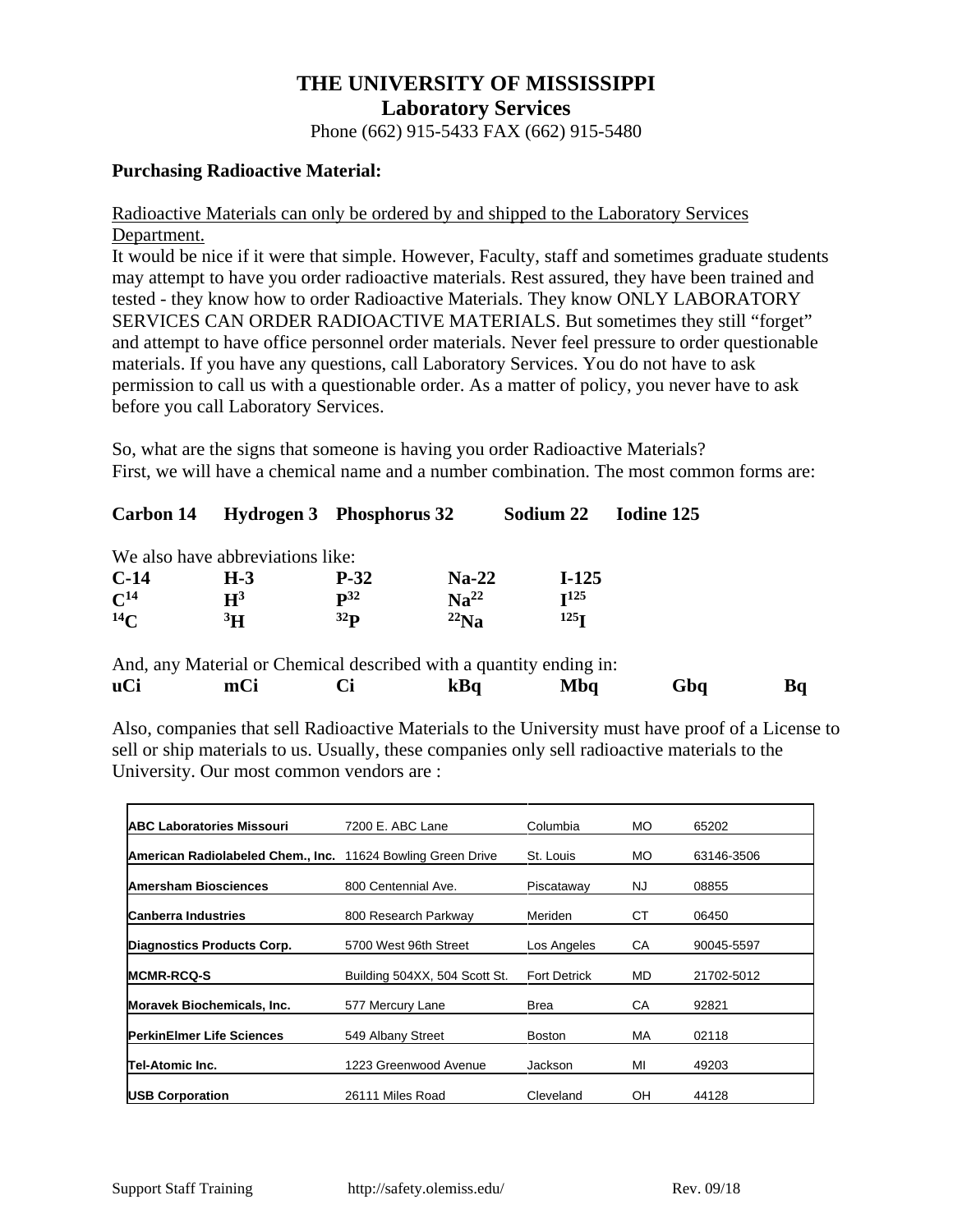# THE UNIVERSITY OF MISSISSIPPI
## Laboratory Services

Phone (662) 915-5433 FAX (662) 915-5480

**Purchasing Radioactive Material:**

Radioactive Materials can only be ordered by and shipped to the Laboratory Services Department.

It would be nice if it were that simple. However, Faculty, staff and sometimes graduate students may attempt to have you order radioactive materials. Rest assured, they have been trained and tested - they know how to order Radioactive Materials. They know ONLY LABORATORY SERVICES CAN ORDER RADIOACTIVE MATERIALS. But sometimes they still "forget" and attempt to have office personnel order materials. Never feel pressure to order questionable materials. If you have any questions, call Laboratory Services. You do not have to ask permission to call us with a questionable order. As a matter of policy, you never have to ask before you call Laboratory Services.

So, what are the signs that someone is having you order Radioactive Materials?
First, we will have a chemical name and a number combination. The most common forms are:

| **Carbon 14** | **Hydrogen 3** | **Phosphorus 32** | **Sodium 22** | **Iodine 125** |
|---|---|---|---|---|

We also have abbreviations like:

| | | | | |
|---|---|---|---|---|
| **C-14** | **H-3** | **P-32** | **Na-22** | **I-125** |
| **$C^{14}$** | **$H^{3}$** | **$P^{32}$** | **$Na^{22}$** | **$I^{125}$** |
| **$^{14}C$** | **$^{3}H$** | **$^{32}P$** | **$^{22}Na$** | **$^{125}I$** |

And, any Material or Chemical described with a quantity ending in:

| **uCi** | **mCi** | **Ci** | **kBq** | **Mbq** | **Gbq** | **Bq** |
|---|---|---|---|---|---|---|

Also, companies that sell Radioactive Materials to the University must have proof of a License to sell or ship materials to us. Usually, these companies only sell radioactive materials to the University. Our most common vendors are :

| | | | | |
|---|---|---|---|---|
| **ABC Laboratories Missouri** | 7200 E. ABC Lane | Columbia | MO | 65202 |
| **American Radiolabeled Chem., Inc.** | 11624 Bowling Green Drive | St. Louis | MO | 63146-3506 |
| **Amersham Biosciences** | 800 Centennial Ave. | Piscataway | NJ | 08855 |
| **Canberra Industries** | 800 Research Parkway | Meriden | CT | 06450 |
| **Diagnostics Products Corp.** | 5700 West 96th Street | Los Angeles | CA | 90045-5597 |
| **MCMR-RCQ-S** | Building 504XX, 504 Scott St. | Fort Detrick | MD | 21702-5012 |
| **Moravek Biochemicals, Inc.** | 577 Mercury Lane | Brea | CA | 92821 |
| **PerkinElmer Life Sciences** | 549 Albany Street | Boston | MA | 02118 |
| **Tel-Atomic Inc.** | 1223 Greenwood Avenue | Jackson | MI | 49203 |
| **USB Corporation** | 26111 Miles Road | Cleveland | OH | 44128 |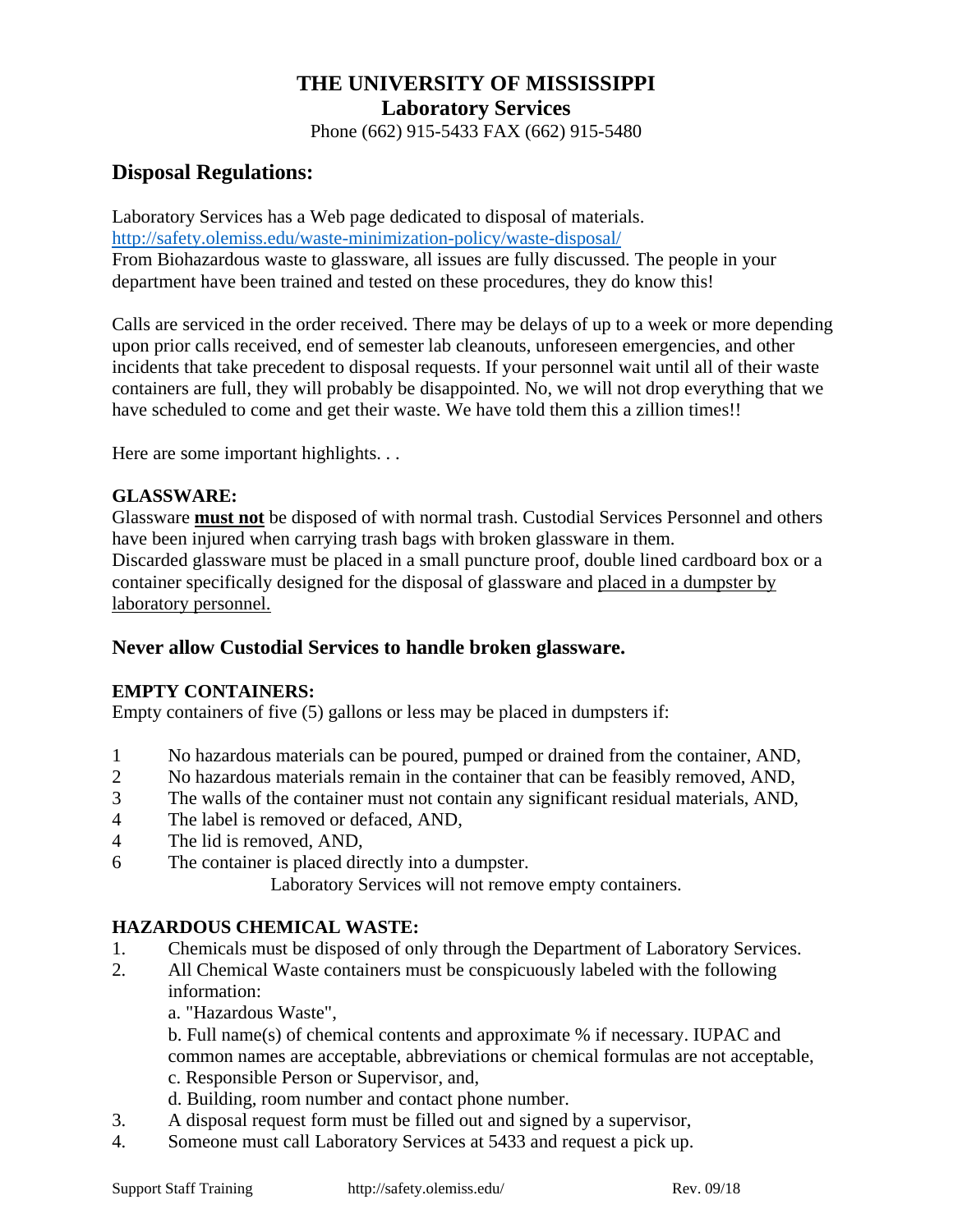# THE UNIVERSITY OF MISSISSIPPI
## Laboratory Services

Phone (662) 915-5433 FAX (662) 915-5480

## Disposal Regulations:

Laboratory Services has a Web page dedicated to disposal of materials.
http://safety.olemiss.edu/waste-minimization-policy/waste-disposal/
From Biohazardous waste to glassware, all issues are fully discussed. The people in your department have been trained and tested on these procedures, they do know this!

Calls are serviced in the order received. There may be delays of up to a week or more depending upon prior calls received, end of semester lab cleanouts, unforeseen emergencies, and other incidents that take precedent to disposal requests. If your personnel wait until all of their waste containers are full, they will probably be disappointed. No, we will not drop everything that we have scheduled to come and get their waste. We have told them this a zillion times!!

Here are some important highlights. . .

**GLASSWARE:**

Glassware **<u>must not</u>** be disposed of with normal trash. Custodial Services Personnel and others have been injured when carrying trash bags with broken glassware in them.
Discarded glassware must be placed in a small puncture proof, double lined cardboard box or a container specifically designed for the disposal of glassware and <u>placed in a dumpster by laboratory personnel.</u>

### Never allow Custodial Services to handle broken glassware.

**EMPTY CONTAINERS:**

Empty containers of five (5) gallons or less may be placed in dumpsters if:

1 No hazardous materials can be poured, pumped or drained from the container, AND,
2 No hazardous materials remain in the container that can be feasibly removed, AND,
3 The walls of the container must not contain any significant residual materials, AND,
4 The label is removed or defaced, AND,
4 The lid is removed, AND,
6 The container is placed directly into a dumpster.

Laboratory Services will not remove empty containers.

**HAZARDOUS CHEMICAL WASTE:**

1. Chemicals must be disposed of only through the Department of Laboratory Services.
2. All Chemical Waste containers must be conspicuously labeled with the following information:
   a. "Hazardous Waste",
   b. Full name(s) of chemical contents and approximate % if necessary. IUPAC and common names are acceptable, abbreviations or chemical formulas are not acceptable,
   c. Responsible Person or Supervisor, and,
   d. Building, room number and contact phone number.
3. A disposal request form must be filled out and signed by a supervisor,
4. Someone must call Laboratory Services at 5433 and request a pick up.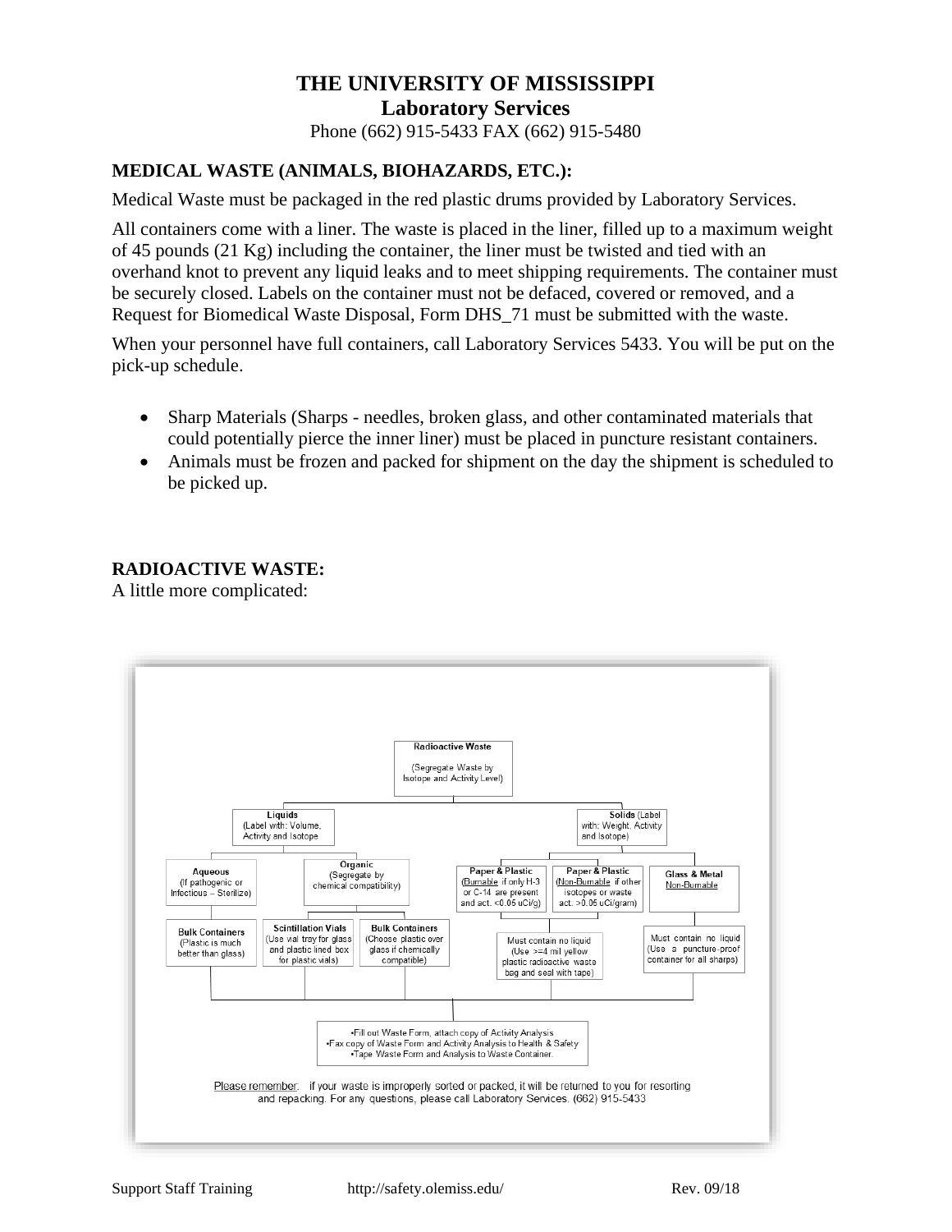# THE UNIVERSITY OF MISSISSIPPI

## Laboratory Services

Phone (662) 915-5433 FAX (662) 915-5480

### MEDICAL WASTE (ANIMALS, BIOHAZARDS, ETC.):

Medical Waste must be packaged in the red plastic drums provided by Laboratory Services.

All containers come with a liner. The waste is placed in the liner, filled up to a maximum weight of 45 pounds (21 Kg) including the container, the liner must be twisted and tied with an overhand knot to prevent any liquid leaks and to meet shipping requirements. The container must be securely closed. Labels on the container must not be defaced, covered or removed, and a Request for Biomedical Waste Disposal, Form DHS_71 must be submitted with the waste.

When your personnel have full containers, call Laboratory Services 5433. You will be put on the pick-up schedule.

- Sharp Materials (Sharps - needles, broken glass, and other contaminated materials that could potentially pierce the inner liner) must be placed in puncture resistant containers.
- Animals must be frozen and packed for shipment on the day the shipment is scheduled to be picked up.

### RADIOACTIVE WASTE:

A little more complicated:

**Radioactive Waste**
(Segregate Waste by Isotope and Activity Level)

- **Liquids** (Label with: Volume, Activity and Isotope)
  - **Aqueous** (If pathogenic or Infectious – Sterilize)
    - **Bulk Containers** (Plastic is much better than glass)
  - **Organic** (Segregate by chemical compatibility)
    - **Scintillation Vials** (Use vial tray for glass and plastic lined box for plastic vials)
    - **Bulk Containers** (Choose plastic over glass if chemically compatible)
- **Solids** (Label with: Weight, Activity and Isotope)
  - **Paper & Plastic** (Burnable if only H-3 or C-14 are present and act. <0.05 uCi/g)
  - **Paper & Plastic** (Non-Burnable if other isotopes or waste act. >0.05 uCi/gram)
    - Must contain no liquid (Use >=4 mil yellow plastic radioactive waste bag and seal with tape)
  - **Glass & Metal** Non-Burnable
    - Must contain no liquid (Use a puncture-proof container for all sharps)

All waste:

- Fill out Waste Form, attach copy of Activity Analysis
- Fax copy of Waste Form and Activity Analysis to Health & Safety
- Tape Waste Form and Analysis to Waste Container.

Please remember: if your waste is improperly sorted or packed, it will be returned to you for resorting and repacking. For any questions, please call Laboratory Services. (662) 915-5433

Support Staff Training http://safety.olemiss.edu/ Rev. 09/18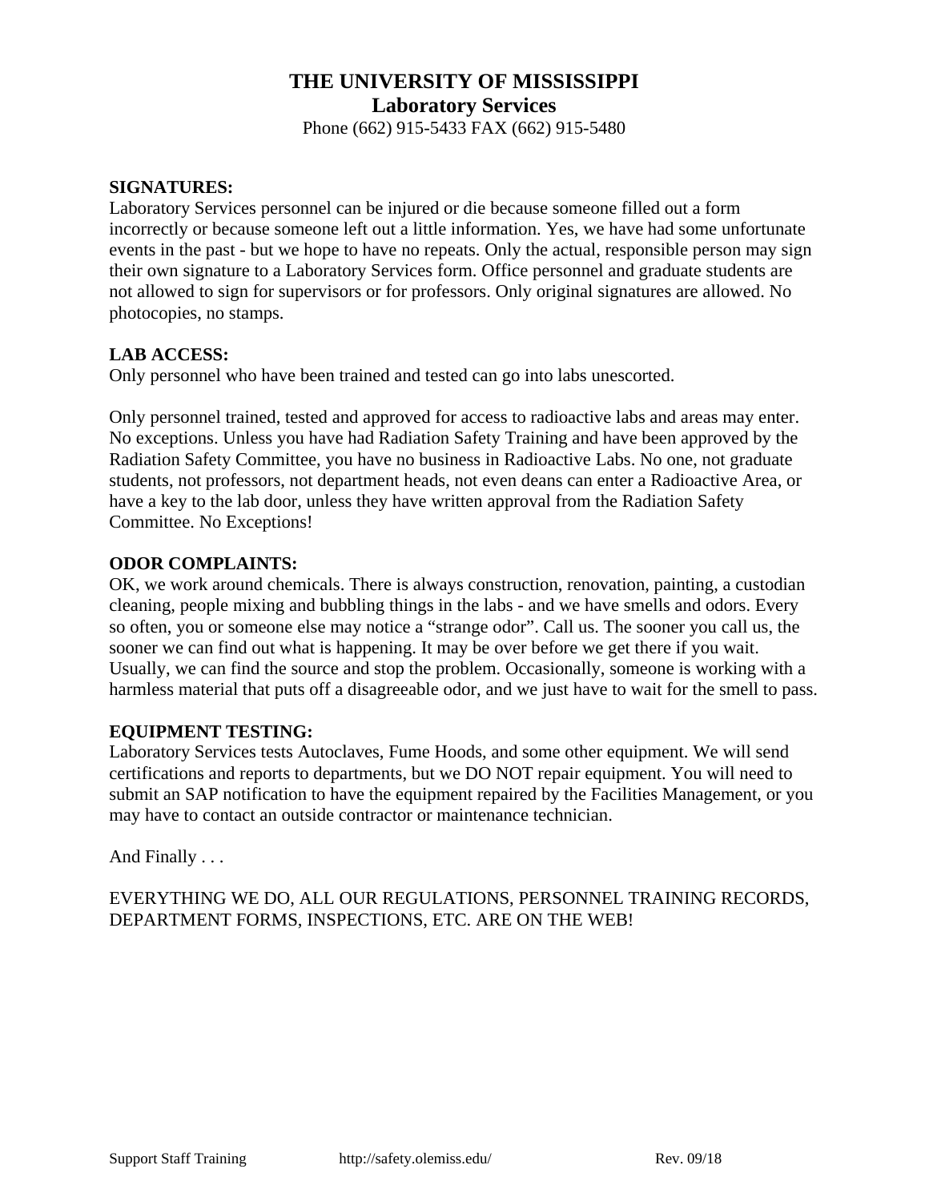# THE UNIVERSITY OF MISSISSIPPI
## Laboratory Services
Phone (662) 915-5433 FAX (662) 915-5480

**SIGNATURES:**
Laboratory Services personnel can be injured or die because someone filled out a form incorrectly or because someone left out a little information. Yes, we have had some unfortunate events in the past - but we hope to have no repeats. Only the actual, responsible person may sign their own signature to a Laboratory Services form. Office personnel and graduate students are not allowed to sign for supervisors or for professors. Only original signatures are allowed. No photocopies, no stamps.

**LAB ACCESS:**
Only personnel who have been trained and tested can go into labs unescorted.

Only personnel trained, tested and approved for access to radioactive labs and areas may enter. No exceptions. Unless you have had Radiation Safety Training and have been approved by the Radiation Safety Committee, you have no business in Radioactive Labs. No one, not graduate students, not professors, not department heads, not even deans can enter a Radioactive Area, or have a key to the lab door, unless they have written approval from the Radiation Safety Committee. No Exceptions!

**ODOR COMPLAINTS:**
OK, we work around chemicals. There is always construction, renovation, painting, a custodian cleaning, people mixing and bubbling things in the labs - and we have smells and odors. Every so often, you or someone else may notice a "strange odor". Call us. The sooner you call us, the sooner we can find out what is happening. It may be over before we get there if you wait. Usually, we can find the source and stop the problem. Occasionally, someone is working with a harmless material that puts off a disagreeable odor, and we just have to wait for the smell to pass.

**EQUIPMENT TESTING:**
Laboratory Services tests Autoclaves, Fume Hoods, and some other equipment. We will send certifications and reports to departments, but we DO NOT repair equipment. You will need to submit an SAP notification to have the equipment repaired by the Facilities Management, or you may have to contact an outside contractor or maintenance technician.

And Finally . . .

EVERYTHING WE DO, ALL OUR REGULATIONS, PERSONNEL TRAINING RECORDS, DEPARTMENT FORMS, INSPECTIONS, ETC. ARE ON THE WEB!